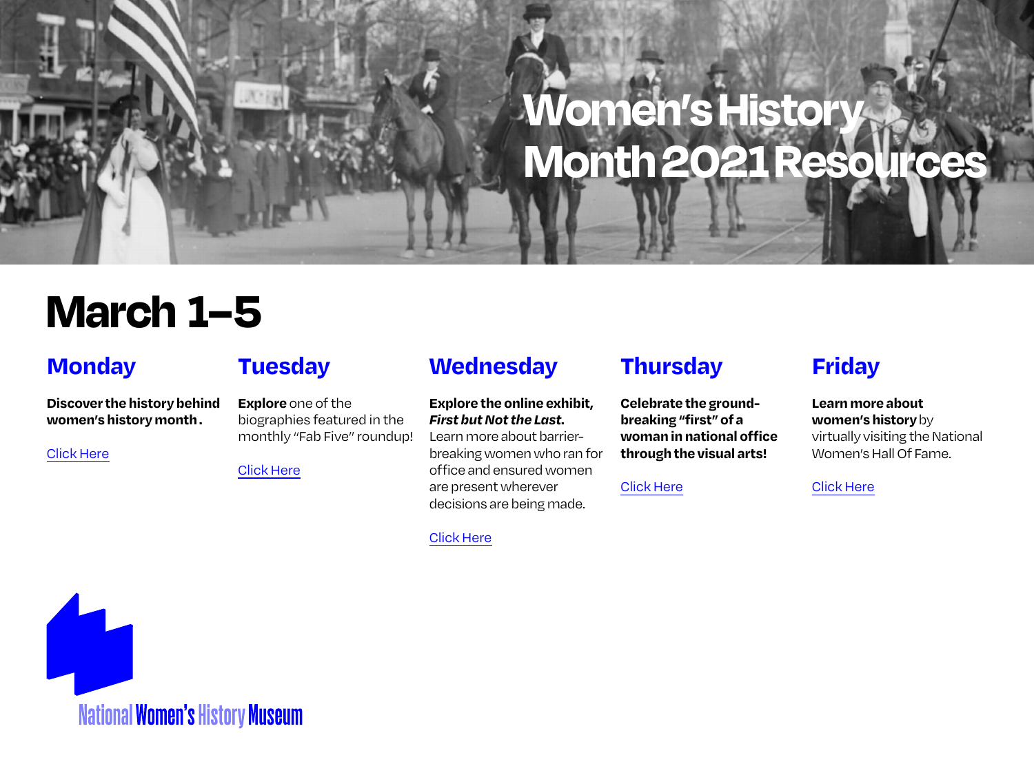# Women's History Month 2021 Resources

## March 1–5

### Monday

**Discover the history behind women's history month.**

Click Here

### Tuesday

**Explore** one of the biographies featured in the monthly "Fab Five" roundup!

Click Here

### Wednesday

**Explore the online exhibit, *First but Not the Last*.** Learn more about barrier-breaking women who ran for office and ensured women are present wherever decisions are being made.

Click Here

### Thursday

**Celebrate the ground-breaking "first" of a woman in national office through the visual arts!**

Click Here

### Friday

**Learn more about women's history** by virtually visiting the National Women's Hall Of Fame.

Click Here

National Women's History Museum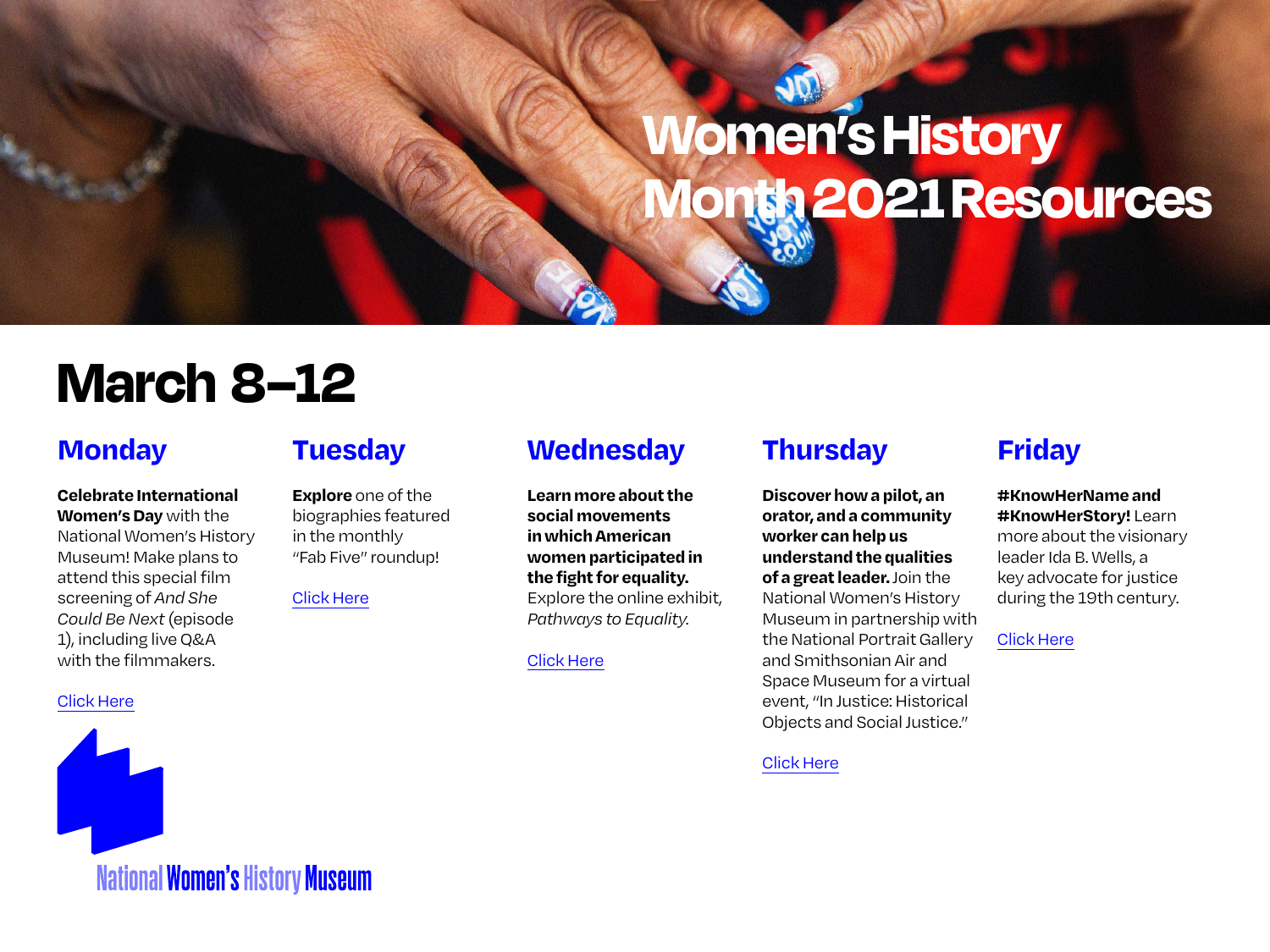# Women's History Month 2021 Resources

## March 8–12

### Monday

**Celebrate International Women's Day** with the National Women's History Museum! Make plans to attend this special film screening of *And She Could Be Next* (episode 1), including live Q&A with the filmmakers.

Click Here

### Tuesday

**Explore** one of the biographies featured in the monthly "Fab Five" roundup!

Click Here

### Wednesday

**Learn more about the social movements in which American women participated in the fight for equality.** Explore the online exhibit, *Pathways to Equality.*

Click Here

### Thursday

**Discover how a pilot, an orator, and a community worker can help us understand the qualities of a great leader.** Join the National Women's History Museum in partnership with the National Portrait Gallery and Smithsonian Air and Space Museum for a virtual event, "In Justice: Historical Objects and Social Justice."

Click Here

### Friday

**#KnowHerName and #KnowHerStory!** Learn more about the visionary leader Ida B. Wells, a key advocate for justice during the 19th century.

Click Here

National Women's History Museum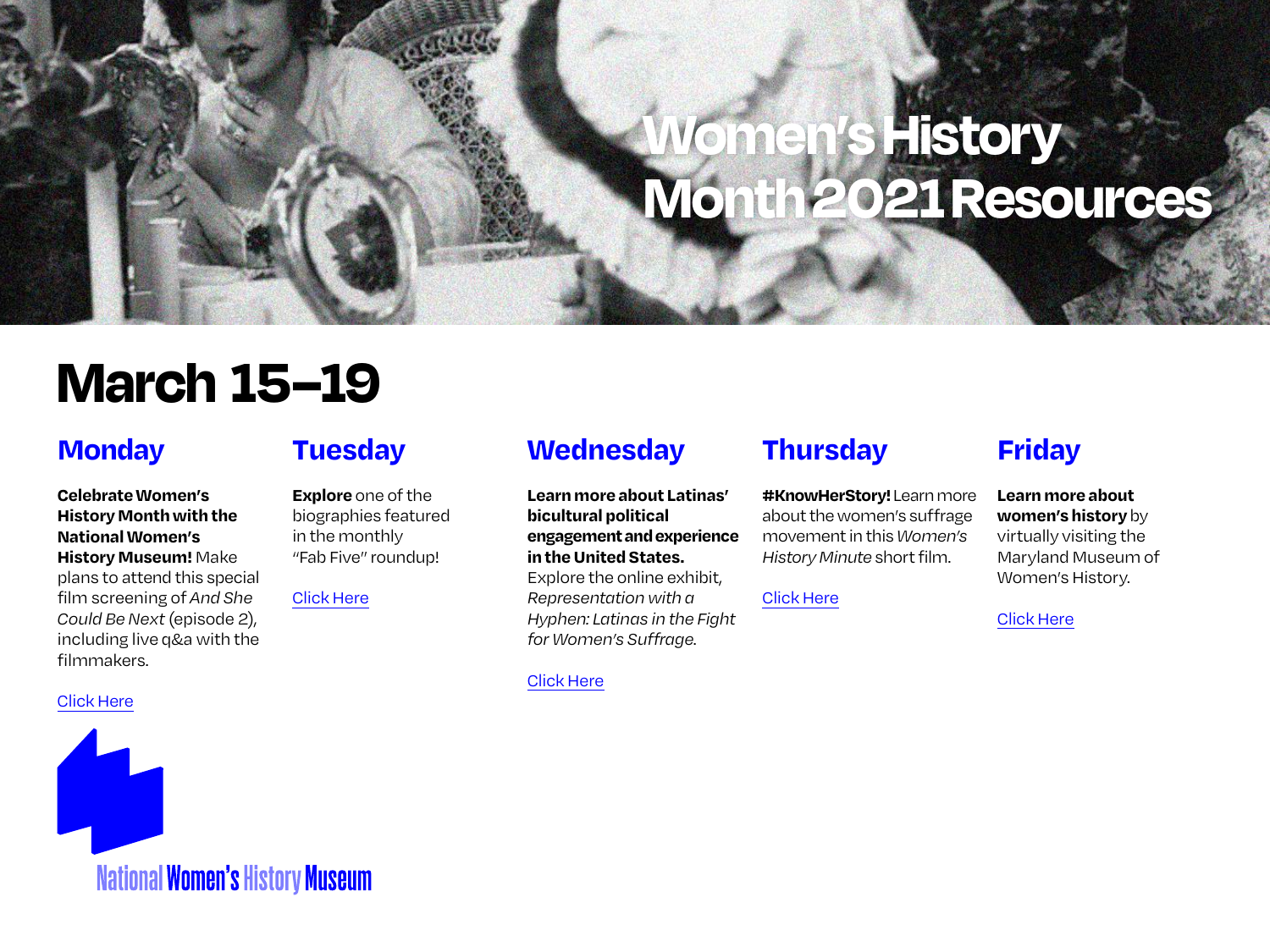# Women's History Month 2021 Resources

## March 15–19

### Monday

**Celebrate Women's History Month with the National Women's History Museum!** Make plans to attend this special film screening of *And She Could Be Next* (episode 2), including live q&a with the filmmakers.

Click Here

### Tuesday

**Explore** one of the biographies featured in the monthly "Fab Five" roundup!

Click Here

### Wednesday

**Learn more about Latinas' bicultural political engagement and experience in the United States.** Explore the online exhibit, *Representation with a Hyphen: Latinas in the Fight for Women's Suffrage.*

Click Here

### Thursday

**#KnowHerStory!** Learn more about the women's suffrage movement in this *Women's History Minute* short film.

Click Here

### Friday

**Learn more about women's history** by virtually visiting the Maryland Museum of Women's History.

Click Here

National Women's History Museum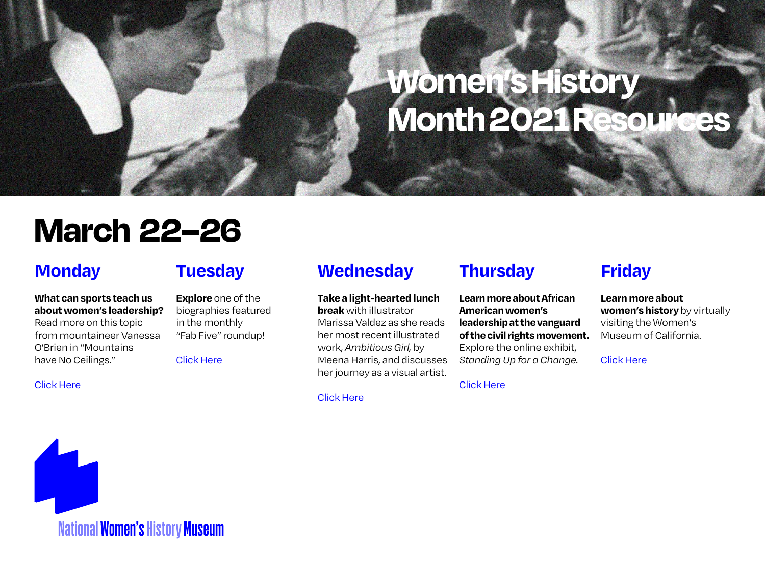# Women's History Month 2021 Resources

## March 22–26

### Monday

**What can sports teach us about women's leadership?** Read more on this topic from mountaineer Vanessa O'Brien in "Mountains have No Ceilings."

Click Here

### Tuesday

**Explore** one of the biographies featured in the monthly "Fab Five" roundup!

Click Here

### Wednesday

**Take a light-hearted lunch break** with illustrator Marissa Valdez as she reads her most recent illustrated work, *Ambitious Girl,* by Meena Harris, and discusses her journey as a visual artist.

Click Here

### Thursday

**Learn more about African American women's leadership at the vanguard of the civil rights movement.** Explore the online exhibit, *Standing Up for a Change.*

Click Here

### Friday

**Learn more about women's history** by virtually visiting the Women's Museum of California.

Click Here

National Women's History Museum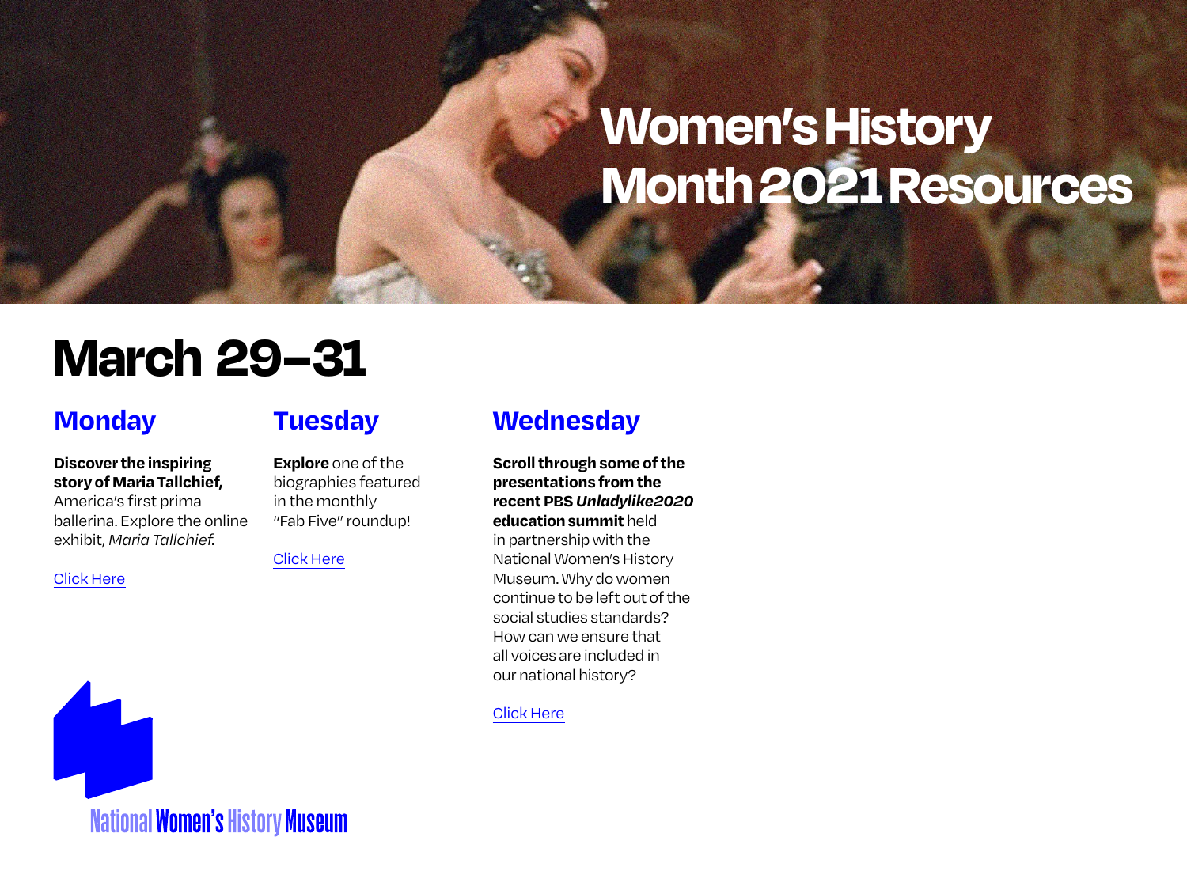# Women's History Month 2021 Resources

## March 29–31

### Monday

**Discover the inspiring story of Maria Tallchief,** America's first prima ballerina. Explore the online exhibit, *Maria Tallchief.*

Click Here

### Tuesday

**Explore** one of the biographies featured in the monthly "Fab Five" roundup!

Click Here

### Wednesday

**Scroll through some of the presentations from the recent PBS *Unladylike2020* education summit** held in partnership with the National Women's History Museum. Why do women continue to be left out of the social studies standards? How can we ensure that all voices are included in our national history?

Click Here

National Women's History Museum